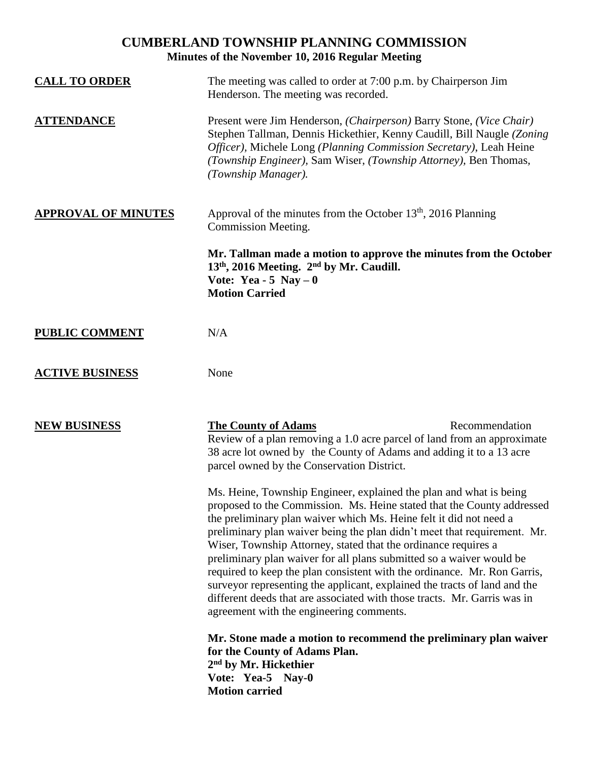# CUMBERLAND TOWNSHIP PLANNING COMMISSION

## Minutes of the November 10, 2016 Regular Meeting

**CALL TO ORDER**

The meeting was called to order at 7:00 p.m. by Chairperson Jim Henderson. The meeting was recorded.

**ATTENDANCE**

Present were Jim Henderson, *(Chairperson)* Barry Stone, *(Vice Chair)* Stephen Tallman, Dennis Hickethier, Kenny Caudill, Bill Naugle *(Zoning Officer)*, Michele Long *(Planning Commission Secretary)*, Leah Heine *(Township Engineer)*, Sam Wiser, *(Township Attorney)*, Ben Thomas, *(Township Manager).*

**APPROVAL OF MINUTES**

Approval of the minutes from the October 13th, 2016 Planning Commission Meeting.

**Mr. Tallman made a motion to approve the minutes from the October 13th, 2016 Meeting. 2nd by Mr. Caudill.**
**Vote: Yea - 5 Nay – 0**
**Motion Carried**

**PUBLIC COMMENT**

N/A

**ACTIVE BUSINESS**

None

**NEW BUSINESS**

**The County of Adams** — Recommendation

Review of a plan removing a 1.0 acre parcel of land from an approximate 38 acre lot owned by the County of Adams and adding it to a 13 acre parcel owned by the Conservation District.

Ms. Heine, Township Engineer, explained the plan and what is being proposed to the Commission. Ms. Heine stated that the County addressed the preliminary plan waiver which Ms. Heine felt it did not need a preliminary plan waiver being the plan didn't meet that requirement. Mr. Wiser, Township Attorney, stated that the ordinance requires a preliminary plan waiver for all plans submitted so a waiver would be required to keep the plan consistent with the ordinance. Mr. Ron Garris, surveyor representing the applicant, explained the tracts of land and the different deeds that are associated with those tracts. Mr. Garris was in agreement with the engineering comments.

**Mr. Stone made a motion to recommend the preliminary plan waiver for the County of Adams Plan.**
**2nd by Mr. Hickethier**
**Vote: Yea-5 Nay-0**
**Motion carried**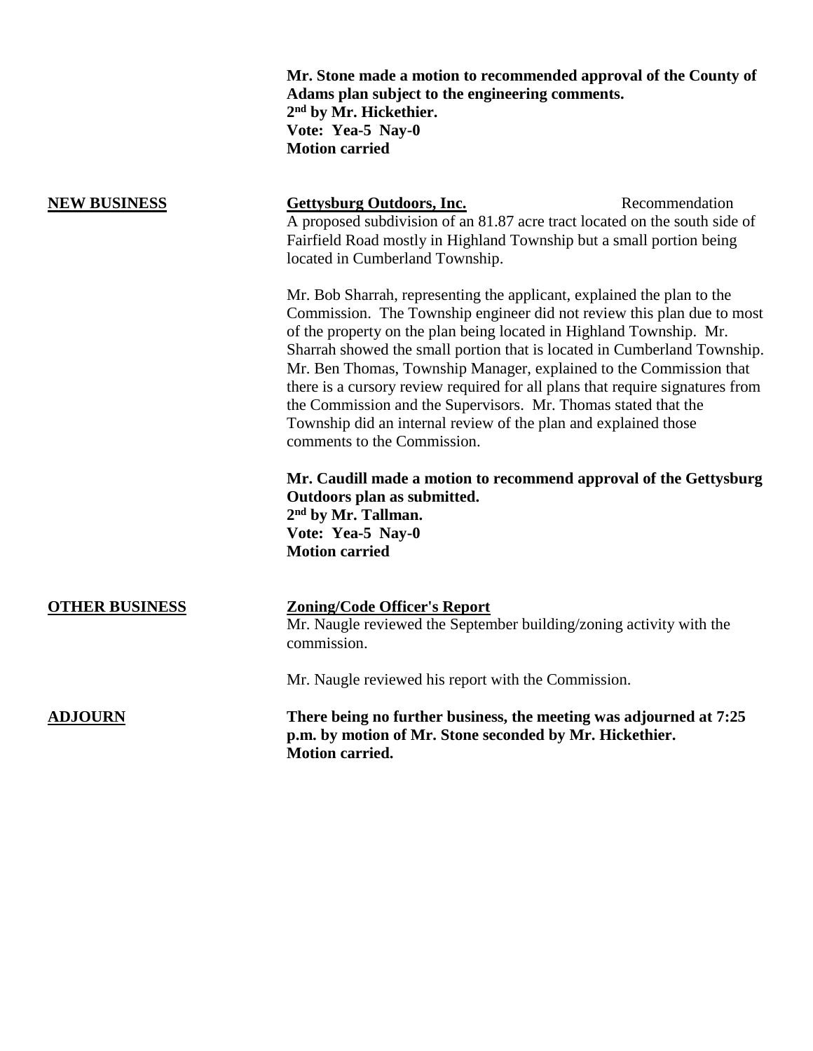**Mr. Stone made a motion to recommended approval of the County of Adams plan subject to the engineering comments.**
**2nd by Mr. Hickethier.**
**Vote: Yea-5 Nay-0**
**Motion carried**

**NEW BUSINESS**

**Gettysburg Outdoors, Inc.** Recommendation

A proposed subdivision of an 81.87 acre tract located on the south side of Fairfield Road mostly in Highland Township but a small portion being located in Cumberland Township.

Mr. Bob Sharrah, representing the applicant, explained the plan to the Commission. The Township engineer did not review this plan due to most of the property on the plan being located in Highland Township. Mr. Sharrah showed the small portion that is located in Cumberland Township. Mr. Ben Thomas, Township Manager, explained to the Commission that there is a cursory review required for all plans that require signatures from the Commission and the Supervisors. Mr. Thomas stated that the Township did an internal review of the plan and explained those comments to the Commission.

**Mr. Caudill made a motion to recommend approval of the Gettysburg Outdoors plan as submitted.**
**2nd by Mr. Tallman.**
**Vote: Yea-5 Nay-0**
**Motion carried**

**OTHER BUSINESS**

**Zoning/Code Officer's Report**

Mr. Naugle reviewed the September building/zoning activity with the commission.

Mr. Naugle reviewed his report with the Commission.

**ADJOURN**

**There being no further business, the meeting was adjourned at 7:25 p.m. by motion of Mr. Stone seconded by Mr. Hickethier.**
**Motion carried.**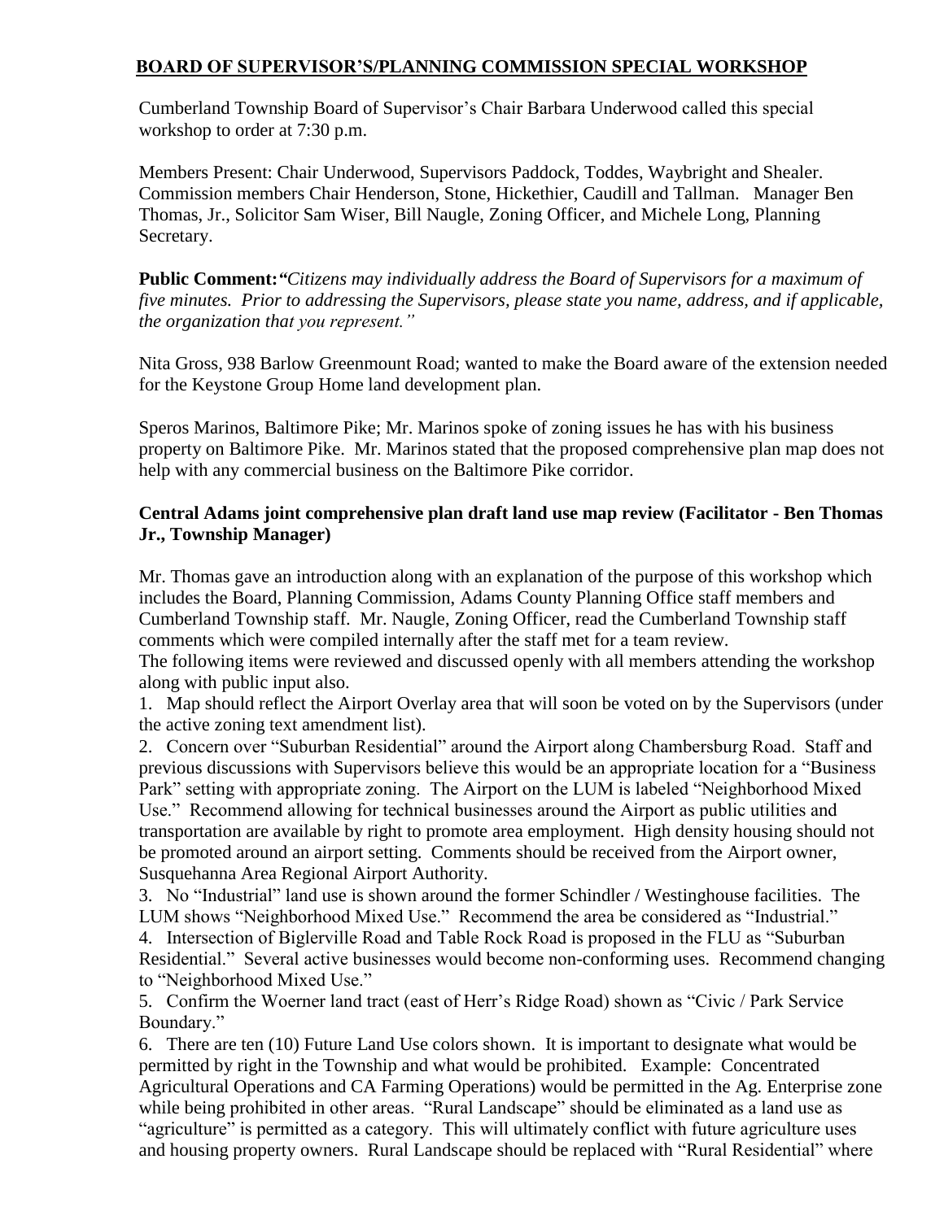**BOARD OF SUPERVISOR'S/PLANNING COMMISSION SPECIAL WORKSHOP**

Cumberland Township Board of Supervisor's Chair Barbara Underwood called this special workshop to order at 7:30 p.m.

Members Present: Chair Underwood, Supervisors Paddock, Toddes, Waybright and Shealer. Commission members Chair Henderson, Stone, Hickethier, Caudill and Tallman. Manager Ben Thomas, Jr., Solicitor Sam Wiser, Bill Naugle, Zoning Officer, and Michele Long, Planning Secretary.

**Public Comment:** *"Citizens may individually address the Board of Supervisors for a maximum of five minutes. Prior to addressing the Supervisors, please state you name, address, and if applicable, the organization that you represent."*

Nita Gross, 938 Barlow Greenmount Road; wanted to make the Board aware of the extension needed for the Keystone Group Home land development plan.

Speros Marinos, Baltimore Pike; Mr. Marinos spoke of zoning issues he has with his business property on Baltimore Pike. Mr. Marinos stated that the proposed comprehensive plan map does not help with any commercial business on the Baltimore Pike corridor.

**Central Adams joint comprehensive plan draft land use map review (Facilitator - Ben Thomas Jr., Township Manager)**

Mr. Thomas gave an introduction along with an explanation of the purpose of this workshop which includes the Board, Planning Commission, Adams County Planning Office staff members and Cumberland Township staff. Mr. Naugle, Zoning Officer, read the Cumberland Township staff comments which were compiled internally after the staff met for a team review.

The following items were reviewed and discussed openly with all members attending the workshop along with public input also.

1. Map should reflect the Airport Overlay area that will soon be voted on by the Supervisors (under the active zoning text amendment list).
2. Concern over "Suburban Residential" around the Airport along Chambersburg Road. Staff and previous discussions with Supervisors believe this would be an appropriate location for a "Business Park" setting with appropriate zoning. The Airport on the LUM is labeled "Neighborhood Mixed Use." Recommend allowing for technical businesses around the Airport as public utilities and transportation are available by right to promote area employment. High density housing should not be promoted around an airport setting. Comments should be received from the Airport owner, Susquehanna Area Regional Airport Authority.
3. No "Industrial" land use is shown around the former Schindler / Westinghouse facilities. The LUM shows "Neighborhood Mixed Use." Recommend the area be considered as "Industrial."
4. Intersection of Biglerville Road and Table Rock Road is proposed in the FLU as "Suburban Residential." Several active businesses would become non-conforming uses. Recommend changing to "Neighborhood Mixed Use."
5. Confirm the Woerner land tract (east of Herr's Ridge Road) shown as "Civic / Park Service Boundary."
6. There are ten (10) Future Land Use colors shown. It is important to designate what would be permitted by right in the Township and what would be prohibited. Example: Concentrated Agricultural Operations and CA Farming Operations) would be permitted in the Ag. Enterprise zone while being prohibited in other areas. "Rural Landscape" should be eliminated as a land use as "agriculture" is permitted as a category. This will ultimately conflict with future agriculture uses and housing property owners. Rural Landscape should be replaced with "Rural Residential" where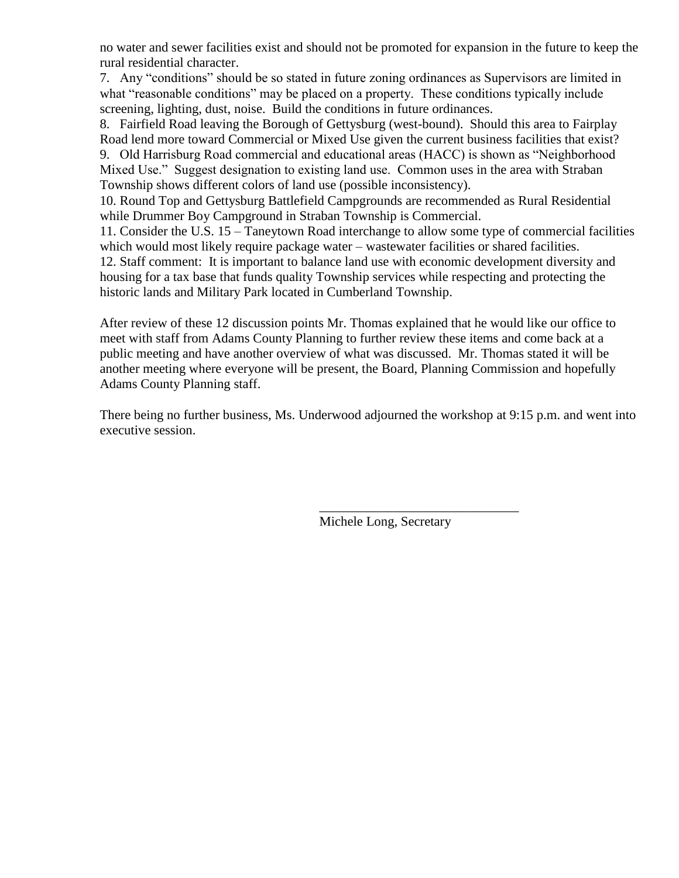no water and sewer facilities exist and should not be promoted for expansion in the future to keep the rural residential character.

7. Any "conditions" should be so stated in future zoning ordinances as Supervisors are limited in what "reasonable conditions" may be placed on a property. These conditions typically include screening, lighting, dust, noise. Build the conditions in future ordinances.
8. Fairfield Road leaving the Borough of Gettysburg (west-bound). Should this area to Fairplay Road lend more toward Commercial or Mixed Use given the current business facilities that exist?
9. Old Harrisburg Road commercial and educational areas (HACC) is shown as "Neighborhood Mixed Use." Suggest designation to existing land use. Common uses in the area with Straban Township shows different colors of land use (possible inconsistency).
10. Round Top and Gettysburg Battlefield Campgrounds are recommended as Rural Residential while Drummer Boy Campground in Straban Township is Commercial.
11. Consider the U.S. 15 – Taneytown Road interchange to allow some type of commercial facilities which would most likely require package water – wastewater facilities or shared facilities.
12. Staff comment: It is important to balance land use with economic development diversity and housing for a tax base that funds quality Township services while respecting and protecting the historic lands and Military Park located in Cumberland Township.

After review of these 12 discussion points Mr. Thomas explained that he would like our office to meet with staff from Adams County Planning to further review these items and come back at a public meeting and have another overview of what was discussed. Mr. Thomas stated it will be another meeting where everyone will be present, the Board, Planning Commission and hopefully Adams County Planning staff.

There being no further business, Ms. Underwood adjourned the workshop at 9:15 p.m. and went into executive session.

\_\_\_\_\_\_\_\_\_\_\_\_\_\_\_\_\_\_\_\_\_\_\_\_\_\_\_\_\_\_

Michele Long, Secretary